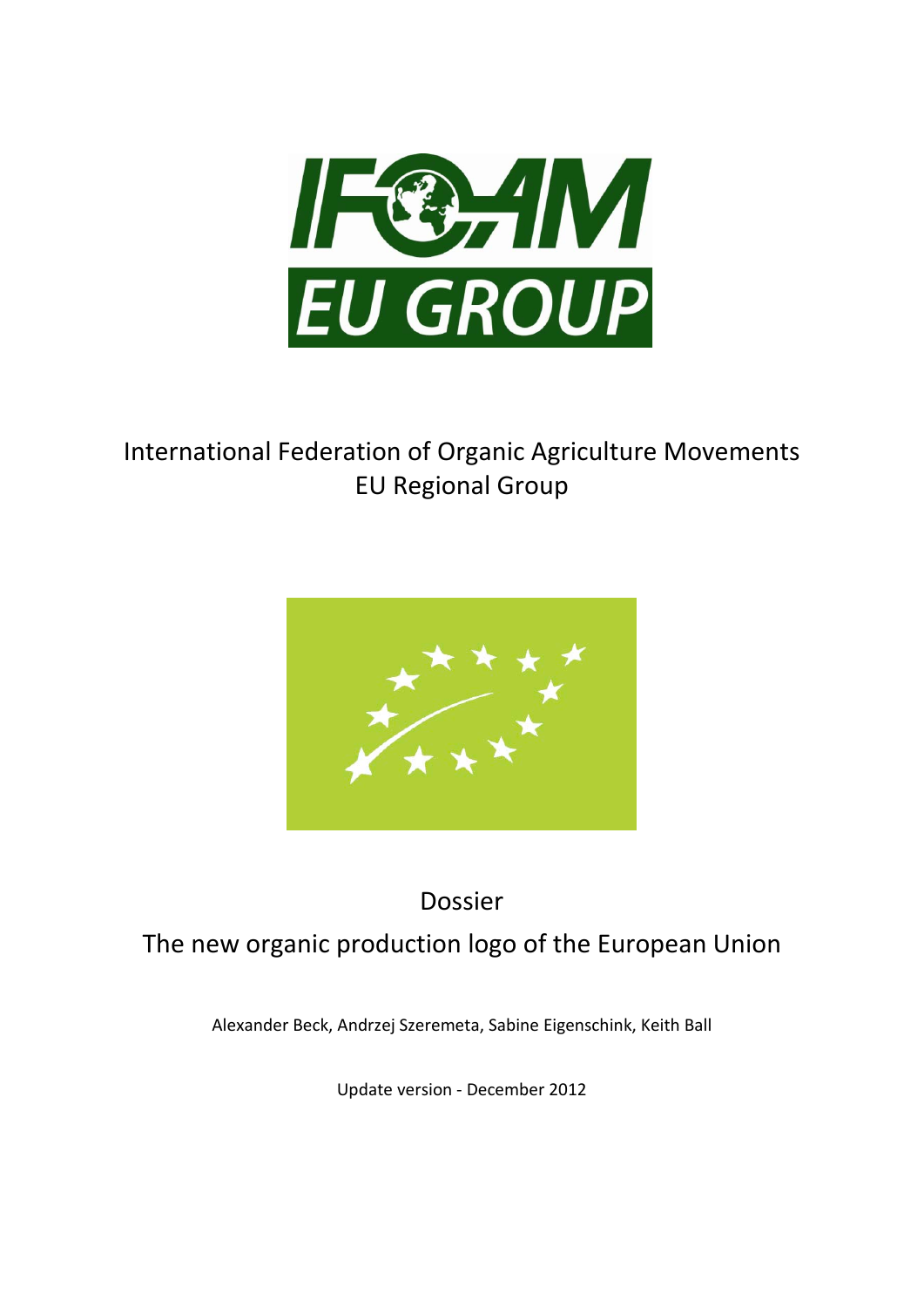# International Federation of Organic Agriculture Movements
## EU Regional Group

Dossier

# The new organic production logo of the European Union

Alexander Beck, Andrzej Szeremeta, Sabine Eigenschink, Keith Ball

Update version - December 2012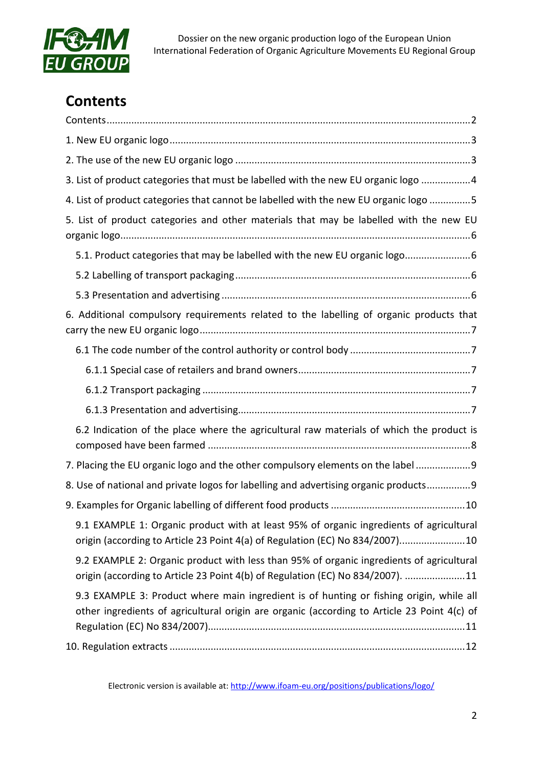## Contents

Contents....................................................................................................................2

1. New EU organic logo............................................................................................3

2. The use of the new EU organic logo ....................................................................3

3. List of product categories that must be labelled with the new EU organic logo ..................4

4. List of product categories that cannot be labelled with the new EU organic logo ...............5

5. List of product categories and other materials that may be labelled with the new EU organic logo.............................................................................................................6

   5.1. Product categories that may be labelled with the new EU organic logo........................6

   5.2 Labelling of transport packaging.....................................................................6

   5.3 Presentation and advertising .........................................................................6

6. Additional compulsory requirements related to the labelling of organic products that carry the new EU organic logo.......................................................................................7

   6.1 The code number of the control authority or control body ............................................7

      6.1.1 Special case of retailers and brand owners.........................................................7

      6.1.2 Transport packaging ......................................................................................7

      6.1.3 Presentation and advertising.........................................................................7

   6.2 Indication of the place where the agricultural raw materials of which the product is composed have been farmed ..............................................................................8

7. Placing the EU organic logo and the other compulsory elements on the label ....................9

8. Use of national and private logos for labelling and advertising organic products................9

9. Examples for Organic labelling of different food products ................................................10

   9.1 EXAMPLE 1: Organic product with at least 95% of organic ingredients of agricultural origin (according to Article 23 Point 4(a) of Regulation (EC) No 834/2007)........................10

   9.2 EXAMPLE 2: Organic product with less than 95% of organic ingredients of agricultural origin (according to Article 23 Point 4(b) of Regulation (EC) No 834/2007). ......................11

   9.3 EXAMPLE 3: Product where main ingredient is of hunting or fishing origin, while all other ingredients of agricultural origin are organic (according to Article 23 Point 4(c) of Regulation (EC) No 834/2007).............................................................................11

10. Regulation extracts ..........................................................................................12

Electronic version is available at: http://www.ifoam-eu.org/positions/publications/logo/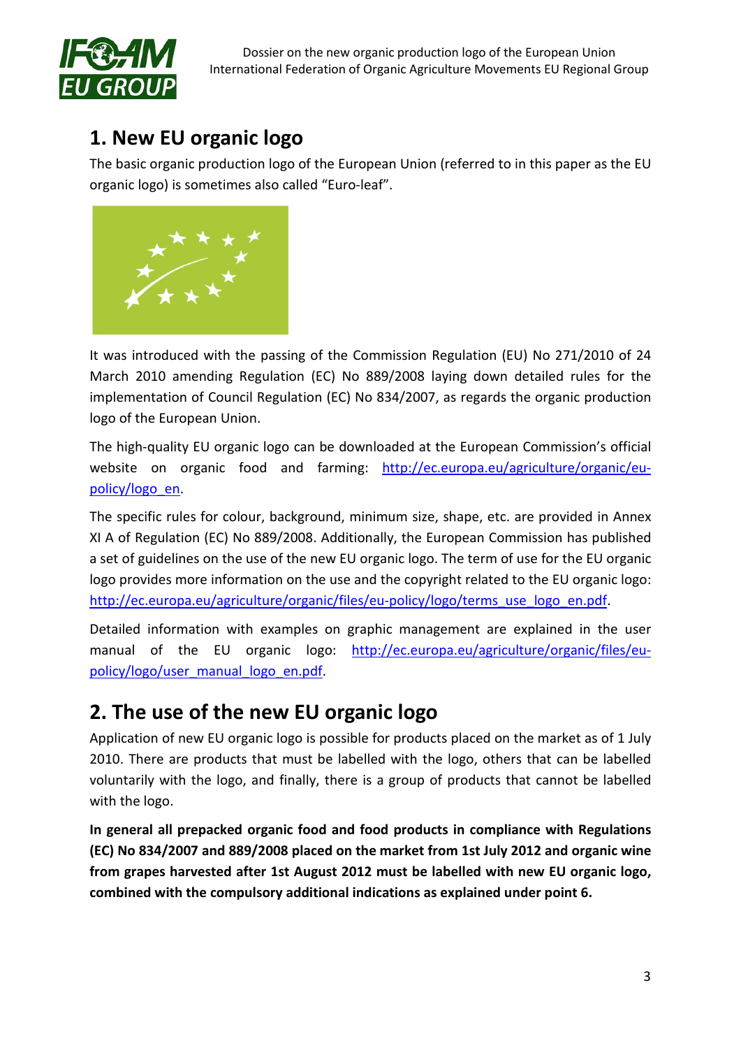# 1. New EU organic logo

The basic organic production logo of the European Union (referred to in this paper as the EU organic logo) is sometimes also called "Euro-leaf".

It was introduced with the passing of the Commission Regulation (EU) No 271/2010 of 24 March 2010 amending Regulation (EC) No 889/2008 laying down detailed rules for the implementation of Council Regulation (EC) No 834/2007, as regards the organic production logo of the European Union.

The high-quality EU organic logo can be downloaded at the European Commission's official website on organic food and farming: http://ec.europa.eu/agriculture/organic/eu-policy/logo_en.

The specific rules for colour, background, minimum size, shape, etc. are provided in Annex XI A of Regulation (EC) No 889/2008. Additionally, the European Commission has published a set of guidelines on the use of the new EU organic logo. The term of use for the EU organic logo provides more information on the use and the copyright related to the EU organic logo: http://ec.europa.eu/agriculture/organic/files/eu-policy/logo/terms_use_logo_en.pdf.

Detailed information with examples on graphic management are explained in the user manual of the EU organic logo: http://ec.europa.eu/agriculture/organic/files/eu-policy/logo/user_manual_logo_en.pdf.

# 2. The use of the new EU organic logo

Application of new EU organic logo is possible for products placed on the market as of 1 July 2010. There are products that must be labelled with the logo, others that can be labelled voluntarily with the logo, and finally, there is a group of products that cannot be labelled with the logo.

**In general all prepacked organic food and food products in compliance with Regulations (EC) No 834/2007 and 889/2008 placed on the market from 1st July 2012 and organic wine from grapes harvested after 1st August 2012 must be labelled with new EU organic logo, combined with the compulsory additional indications as explained under point 6.**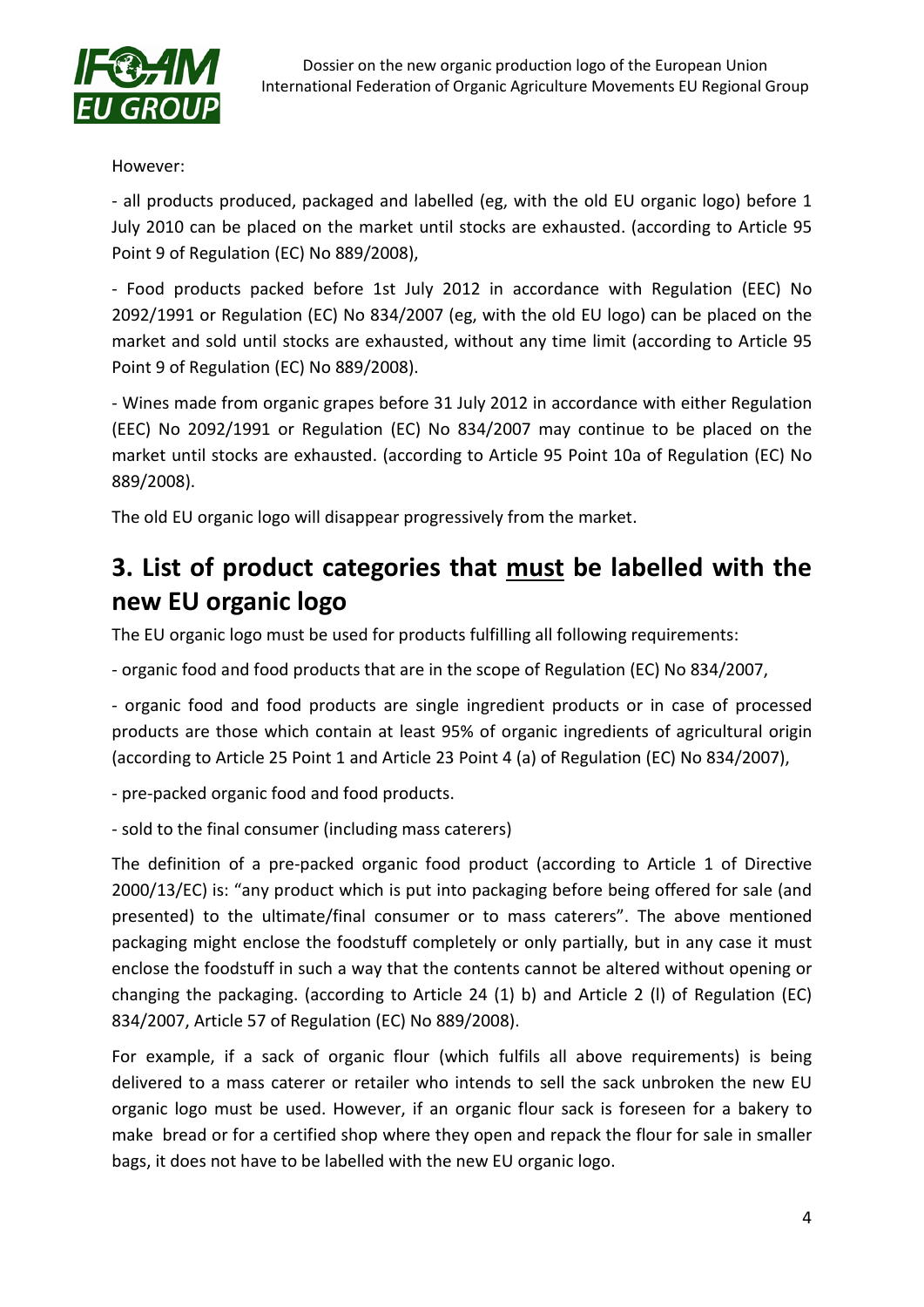However:

- all products produced, packaged and labelled (eg, with the old EU organic logo) before 1 July 2010 can be placed on the market until stocks are exhausted. (according to Article 95 Point 9 of Regulation (EC) No 889/2008),

- Food products packed before 1st July 2012 in accordance with Regulation (EEC) No 2092/1991 or Regulation (EC) No 834/2007 (eg, with the old EU logo) can be placed on the market and sold until stocks are exhausted, without any time limit (according to Article 95 Point 9 of Regulation (EC) No 889/2008).

- Wines made from organic grapes before 31 July 2012 in accordance with either Regulation (EEC) No 2092/1991 or Regulation (EC) No 834/2007 may continue to be placed on the market until stocks are exhausted. (according to Article 95 Point 10a of Regulation (EC) No 889/2008).

The old EU organic logo will disappear progressively from the market.

## 3. List of product categories that <u>must</u> be labelled with the new EU organic logo

The EU organic logo must be used for products fulfilling all following requirements:

- organic food and food products that are in the scope of Regulation (EC) No 834/2007,

- organic food and food products are single ingredient products or in case of processed products are those which contain at least 95% of organic ingredients of agricultural origin (according to Article 25 Point 1 and Article 23 Point 4 (a) of Regulation (EC) No 834/2007),

- pre-packed organic food and food products.

- sold to the final consumer (including mass caterers)

The definition of a pre-packed organic food product (according to Article 1 of Directive 2000/13/EC) is: "any product which is put into packaging before being offered for sale (and presented) to the ultimate/final consumer or to mass caterers". The above mentioned packaging might enclose the foodstuff completely or only partially, but in any case it must enclose the foodstuff in such a way that the contents cannot be altered without opening or changing the packaging. (according to Article 24 (1) b) and Article 2 (l) of Regulation (EC) 834/2007, Article 57 of Regulation (EC) No 889/2008).

For example, if a sack of organic flour (which fulfils all above requirements) is being delivered to a mass caterer or retailer who intends to sell the sack unbroken the new EU organic logo must be used. However, if an organic flour sack is foreseen for a bakery to make bread or for a certified shop where they open and repack the flour for sale in smaller bags, it does not have to be labelled with the new EU organic logo.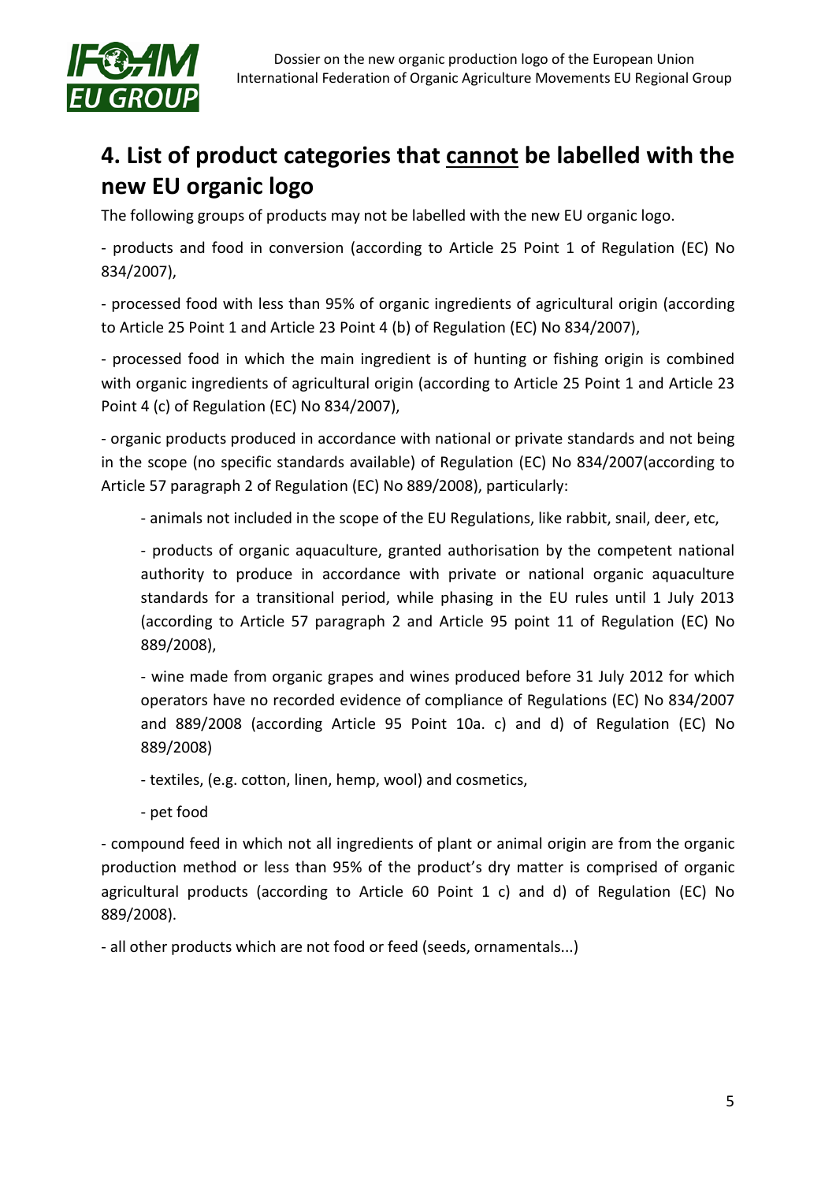## 4. List of product categories that <u>cannot</u> be labelled with the new EU organic logo

The following groups of products may not be labelled with the new EU organic logo.

- products and food in conversion (according to Article 25 Point 1 of Regulation (EC) No 834/2007),

- processed food with less than 95% of organic ingredients of agricultural origin (according to Article 25 Point 1 and Article 23 Point 4 (b) of Regulation (EC) No 834/2007),

- processed food in which the main ingredient is of hunting or fishing origin is combined with organic ingredients of agricultural origin (according to Article 25 Point 1 and Article 23 Point 4 (c) of Regulation (EC) No 834/2007),

- organic products produced in accordance with national or private standards and not being in the scope (no specific standards available) of Regulation (EC) No 834/2007(according to Article 57 paragraph 2 of Regulation (EC) No 889/2008), particularly:

    - animals not included in the scope of the EU Regulations, like rabbit, snail, deer, etc,

    - products of organic aquaculture, granted authorisation by the competent national authority to produce in accordance with private or national organic aquaculture standards for a transitional period, while phasing in the EU rules until 1 July 2013 (according to Article 57 paragraph 2 and Article 95 point 11 of Regulation (EC) No 889/2008),

    - wine made from organic grapes and wines produced before 31 July 2012 for which operators have no recorded evidence of compliance of Regulations (EC) No 834/2007 and 889/2008 (according Article 95 Point 10a. c) and d) of Regulation (EC) No 889/2008)

    - textiles, (e.g. cotton, linen, hemp, wool) and cosmetics,

    - pet food

- compound feed in which not all ingredients of plant or animal origin are from the organic production method or less than 95% of the product's dry matter is comprised of organic agricultural products (according to Article 60 Point 1 c) and d) of Regulation (EC) No 889/2008).

- all other products which are not food or feed (seeds, ornamentals...)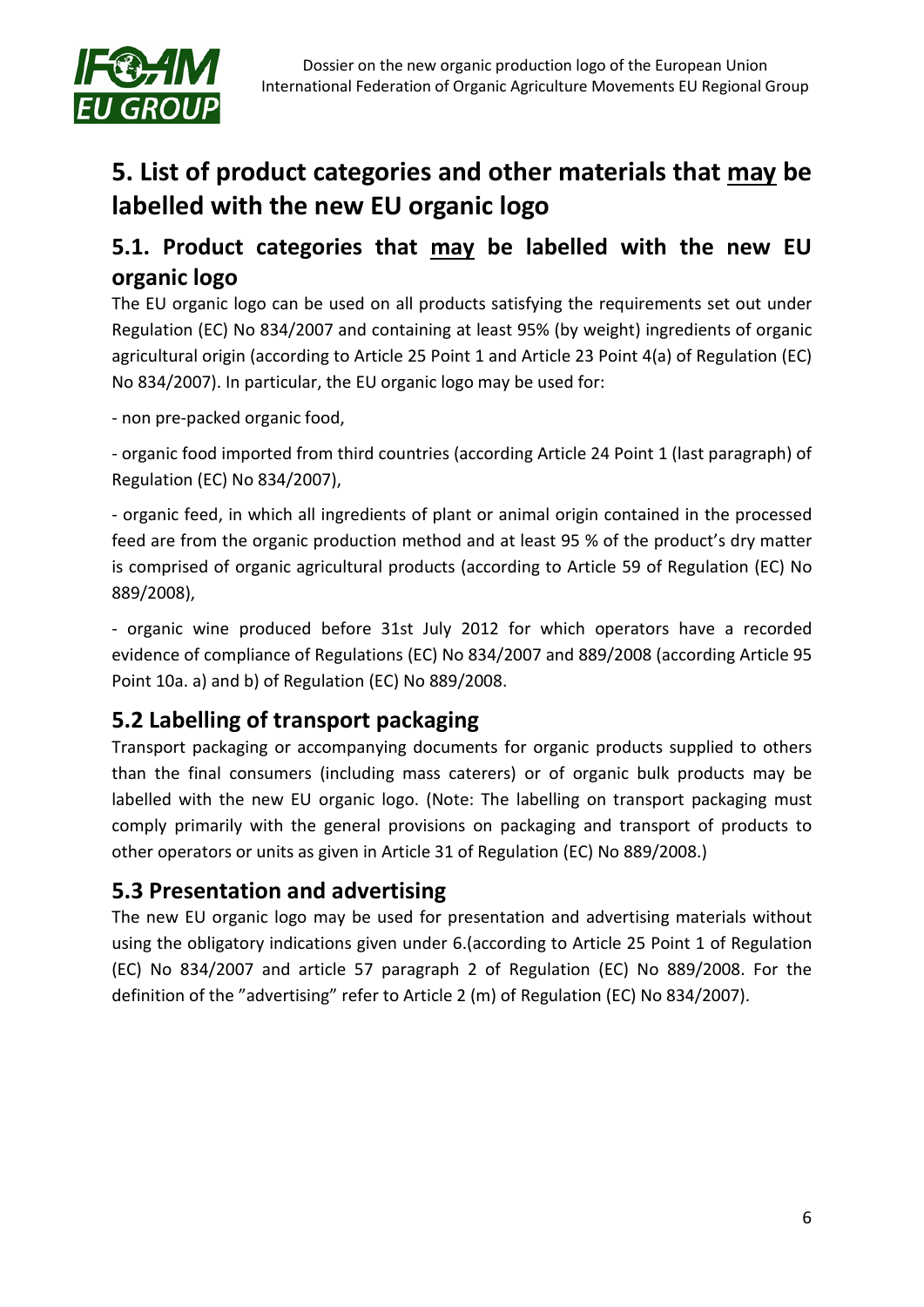# 5. List of product categories and other materials that <u>may</u> be labelled with the new EU organic logo

## 5.1. Product categories that <u>may</u> be labelled with the new EU organic logo

The EU organic logo can be used on all products satisfying the requirements set out under Regulation (EC) No 834/2007 and containing at least 95% (by weight) ingredients of organic agricultural origin (according to Article 25 Point 1 and Article 23 Point 4(a) of Regulation (EC) No 834/2007). In particular, the EU organic logo may be used for:

- non pre-packed organic food,

- organic food imported from third countries (according Article 24 Point 1 (last paragraph) of Regulation (EC) No 834/2007),

- organic feed, in which all ingredients of plant or animal origin contained in the processed feed are from the organic production method and at least 95 % of the product's dry matter is comprised of organic agricultural products (according to Article 59 of Regulation (EC) No 889/2008),

- organic wine produced before 31st July 2012 for which operators have a recorded evidence of compliance of Regulations (EC) No 834/2007 and 889/2008 (according Article 95 Point 10a. a) and b) of Regulation (EC) No 889/2008.

## 5.2 Labelling of transport packaging

Transport packaging or accompanying documents for organic products supplied to others than the final consumers (including mass caterers) or of organic bulk products may be labelled with the new EU organic logo. (Note: The labelling on transport packaging must comply primarily with the general provisions on packaging and transport of products to other operators or units as given in Article 31 of Regulation (EC) No 889/2008.)

## 5.3 Presentation and advertising

The new EU organic logo may be used for presentation and advertising materials without using the obligatory indications given under 6.(according to Article 25 Point 1 of Regulation (EC) No 834/2007 and article 57 paragraph 2 of Regulation (EC) No 889/2008. For the definition of the "advertising" refer to Article 2 (m) of Regulation (EC) No 834/2007).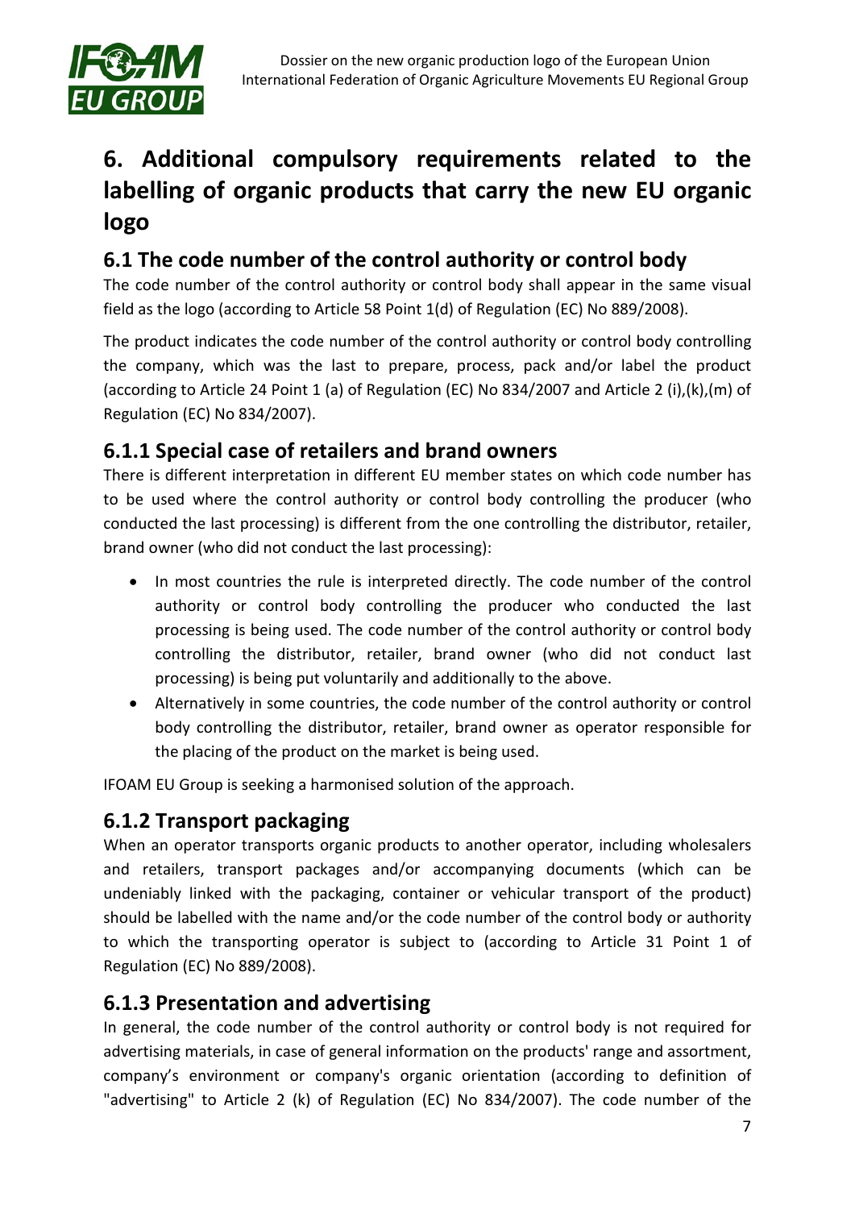# 6. Additional compulsory requirements related to the labelling of organic products that carry the new EU organic logo

## 6.1 The code number of the control authority or control body

The code number of the control authority or control body shall appear in the same visual field as the logo (according to Article 58 Point 1(d) of Regulation (EC) No 889/2008).

The product indicates the code number of the control authority or control body controlling the company, which was the last to prepare, process, pack and/or label the product (according to Article 24 Point 1 (a) of Regulation (EC) No 834/2007 and Article 2 (i),(k),(m) of Regulation (EC) No 834/2007).

### 6.1.1 Special case of retailers and brand owners

There is different interpretation in different EU member states on which code number has to be used where the control authority or control body controlling the producer (who conducted the last processing) is different from the one controlling the distributor, retailer, brand owner (who did not conduct the last processing):

- In most countries the rule is interpreted directly. The code number of the control authority or control body controlling the producer who conducted the last processing is being used. The code number of the control authority or control body controlling the distributor, retailer, brand owner (who did not conduct last processing) is being put voluntarily and additionally to the above.
- Alternatively in some countries, the code number of the control authority or control body controlling the distributor, retailer, brand owner as operator responsible for the placing of the product on the market is being used.

IFOAM EU Group is seeking a harmonised solution of the approach.

### 6.1.2 Transport packaging

When an operator transports organic products to another operator, including wholesalers and retailers, transport packages and/or accompanying documents (which can be undeniably linked with the packaging, container or vehicular transport of the product) should be labelled with the name and/or the code number of the control body or authority to which the transporting operator is subject to (according to Article 31 Point 1 of Regulation (EC) No 889/2008).

### 6.1.3 Presentation and advertising

In general, the code number of the control authority or control body is not required for advertising materials, in case of general information on the products' range and assortment, company's environment or company's organic orientation (according to definition of "advertising" to Article 2 (k) of Regulation (EC) No 834/2007). The code number of the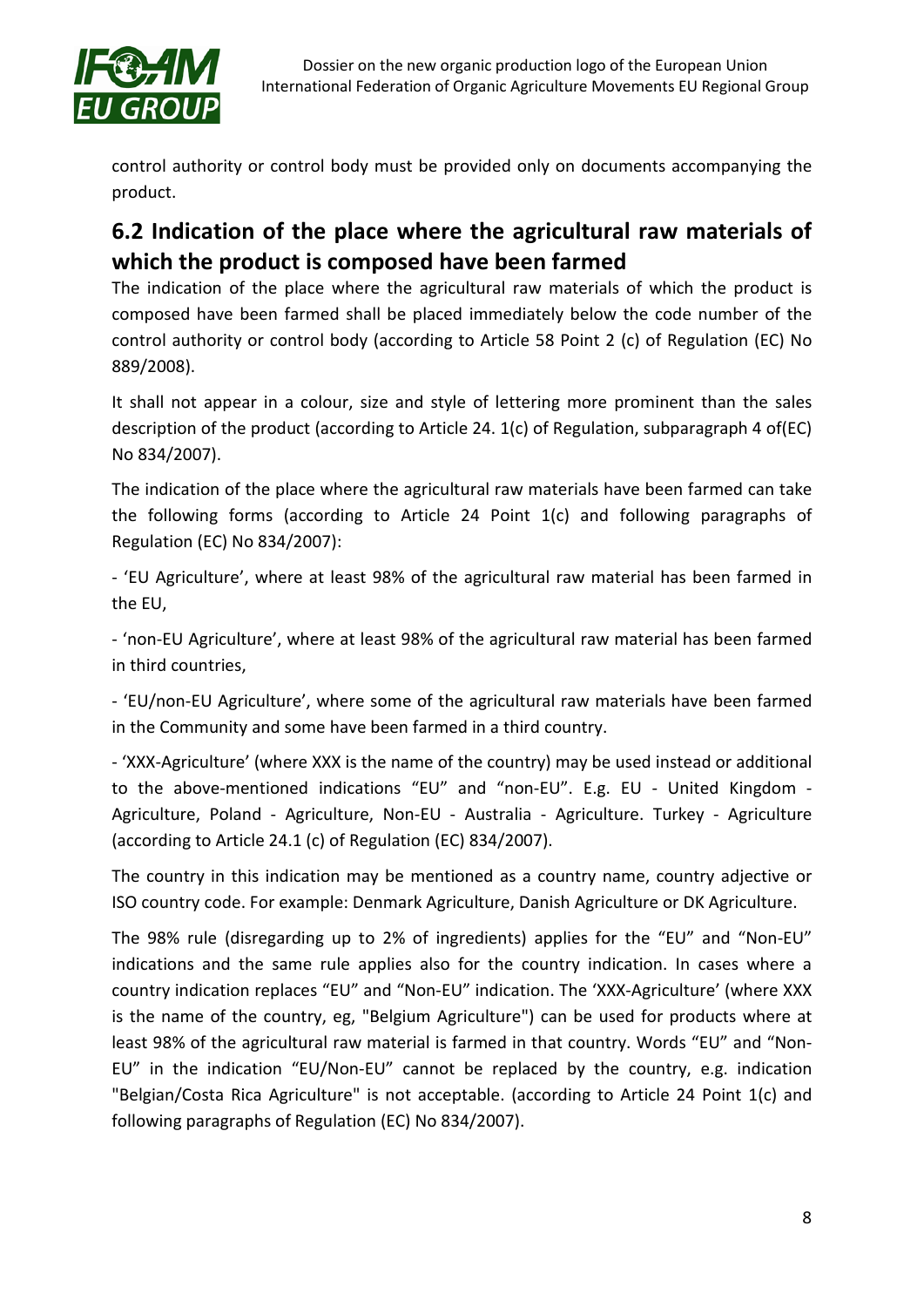control authority or control body must be provided only on documents accompanying the product.

## 6.2 Indication of the place where the agricultural raw materials of which the product is composed have been farmed

The indication of the place where the agricultural raw materials of which the product is composed have been farmed shall be placed immediately below the code number of the control authority or control body (according to Article 58 Point 2 (c) of Regulation (EC) No 889/2008).

It shall not appear in a colour, size and style of lettering more prominent than the sales description of the product (according to Article 24. 1(c) of Regulation, subparagraph 4 of(EC) No 834/2007).

The indication of the place where the agricultural raw materials have been farmed can take the following forms (according to Article 24 Point 1(c) and following paragraphs of Regulation (EC) No 834/2007):

- 'EU Agriculture', where at least 98% of the agricultural raw material has been farmed in the EU,

- 'non-EU Agriculture', where at least 98% of the agricultural raw material has been farmed in third countries,

- 'EU/non-EU Agriculture', where some of the agricultural raw materials have been farmed in the Community and some have been farmed in a third country.

- 'XXX-Agriculture' (where XXX is the name of the country) may be used instead or additional to the above-mentioned indications "EU" and "non-EU". E.g. EU - United Kingdom - Agriculture, Poland - Agriculture, Non-EU - Australia - Agriculture. Turkey - Agriculture (according to Article 24.1 (c) of Regulation (EC) 834/2007).

The country in this indication may be mentioned as a country name, country adjective or ISO country code. For example: Denmark Agriculture, Danish Agriculture or DK Agriculture.

The 98% rule (disregarding up to 2% of ingredients) applies for the "EU" and "Non-EU" indications and the same rule applies also for the country indication. In cases where a country indication replaces "EU" and "Non-EU" indication. The 'XXX-Agriculture' (where XXX is the name of the country, eg, "Belgium Agriculture") can be used for products where at least 98% of the agricultural raw material is farmed in that country. Words "EU" and "Non-EU" in the indication "EU/Non-EU" cannot be replaced by the country, e.g. indication "Belgian/Costa Rica Agriculture" is not acceptable. (according to Article 24 Point 1(c) and following paragraphs of Regulation (EC) No 834/2007).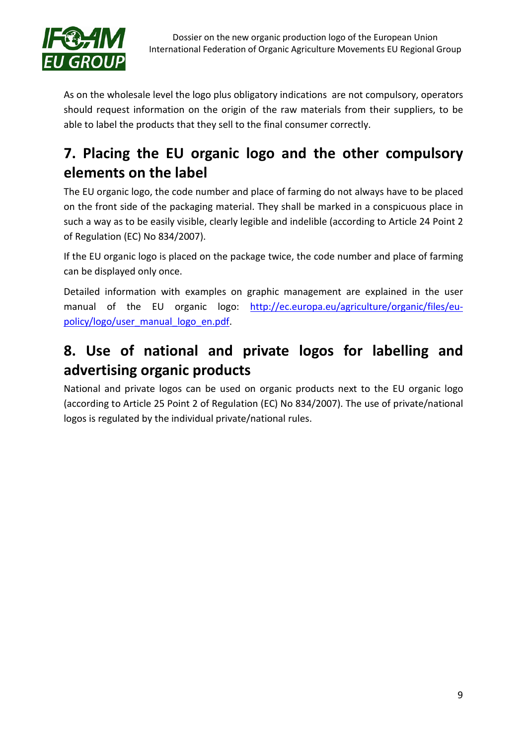As on the wholesale level the logo plus obligatory indications are not compulsory, operators should request information on the origin of the raw materials from their suppliers, to be able to label the products that they sell to the final consumer correctly.

## 7. Placing the EU organic logo and the other compulsory elements on the label

The EU organic logo, the code number and place of farming do not always have to be placed on the front side of the packaging material. They shall be marked in a conspicuous place in such a way as to be easily visible, clearly legible and indelible (according to Article 24 Point 2 of Regulation (EC) No 834/2007).

If the EU organic logo is placed on the package twice, the code number and place of farming can be displayed only once.

Detailed information with examples on graphic management are explained in the user manual of the EU organic logo: [http://ec.europa.eu/agriculture/organic/files/eu-policy/logo/user_manual_logo_en.pdf](http://ec.europa.eu/agriculture/organic/files/eu-policy/logo/user_manual_logo_en.pdf).

## 8. Use of national and private logos for labelling and advertising organic products

National and private logos can be used on organic products next to the EU organic logo (according to Article 25 Point 2 of Regulation (EC) No 834/2007). The use of private/national logos is regulated by the individual private/national rules.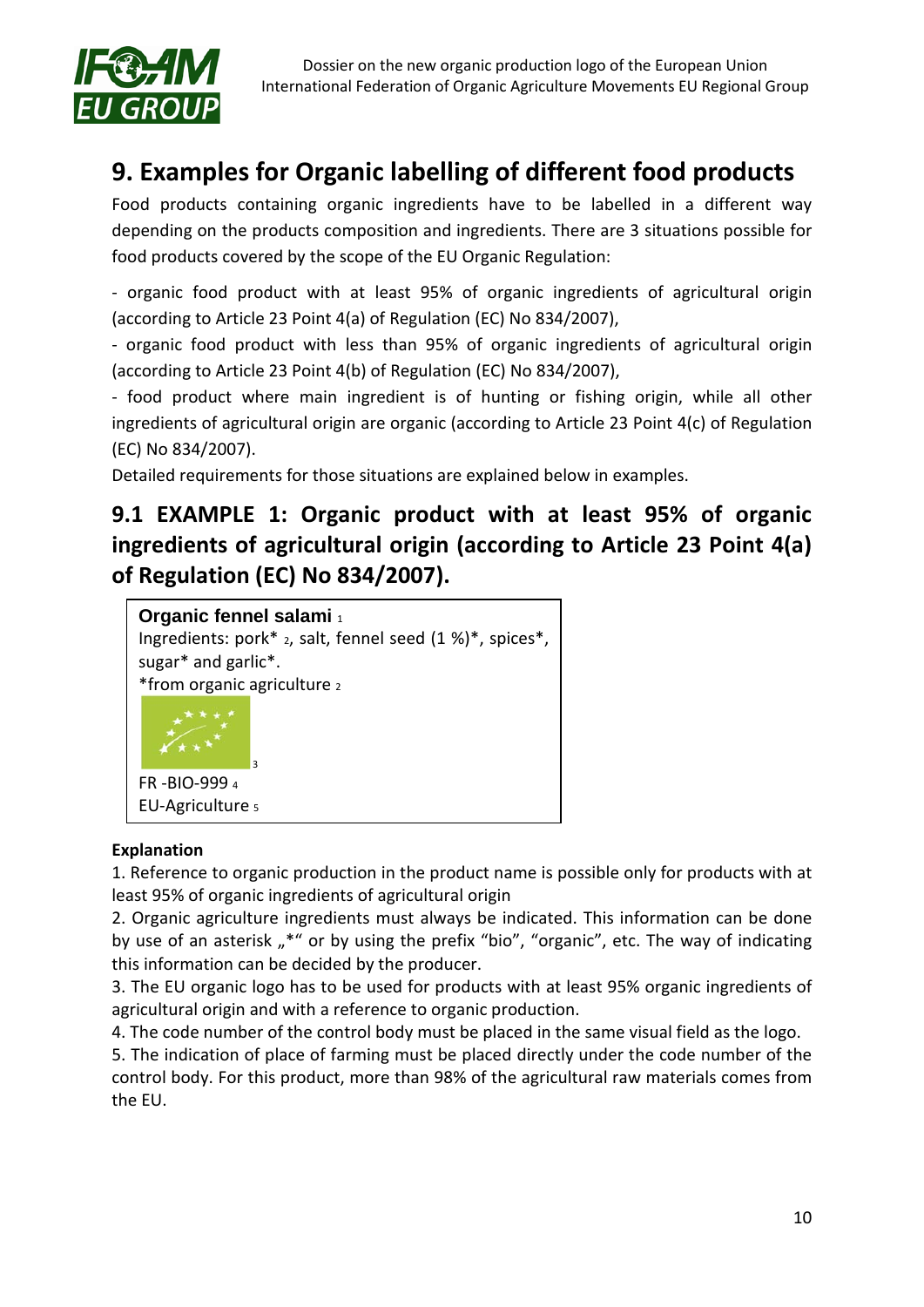# 9. Examples for Organic labelling of different food products

Food products containing organic ingredients have to be labelled in a different way depending on the products composition and ingredients. There are 3 situations possible for food products covered by the scope of the EU Organic Regulation:

- organic food product with at least 95% of organic ingredients of agricultural origin (according to Article 23 Point 4(a) of Regulation (EC) No 834/2007),
- organic food product with less than 95% of organic ingredients of agricultural origin (according to Article 23 Point 4(b) of Regulation (EC) No 834/2007),
- food product where main ingredient is of hunting or fishing origin, while all other ingredients of agricultural origin are organic (according to Article 23 Point 4(c) of Regulation (EC) No 834/2007).

Detailed requirements for those situations are explained below in examples.

## 9.1 EXAMPLE 1: Organic product with at least 95% of organic ingredients of agricultural origin (according to Article 23 Point 4(a) of Regulation (EC) No 834/2007).

**Organic fennel salami** [1]
Ingredients: pork* [2], salt, fennel seed (1 %)*, spices*, sugar* and garlic*.
*from organic agriculture [2]

[3]

FR -BIO-999 [4]
EU-Agriculture [5]

**Explanation**

1. Reference to organic production in the product name is possible only for products with at least 95% of organic ingredients of agricultural origin
2. Organic agriculture ingredients must always be indicated. This information can be done by use of an asterisk „*" or by using the prefix "bio", "organic", etc. The way of indicating this information can be decided by the producer.
3. The EU organic logo has to be used for products with at least 95% organic ingredients of agricultural origin and with a reference to organic production.
4. The code number of the control body must be placed in the same visual field as the logo.
5. The indication of place of farming must be placed directly under the code number of the control body. For this product, more than 98% of the agricultural raw materials comes from the EU.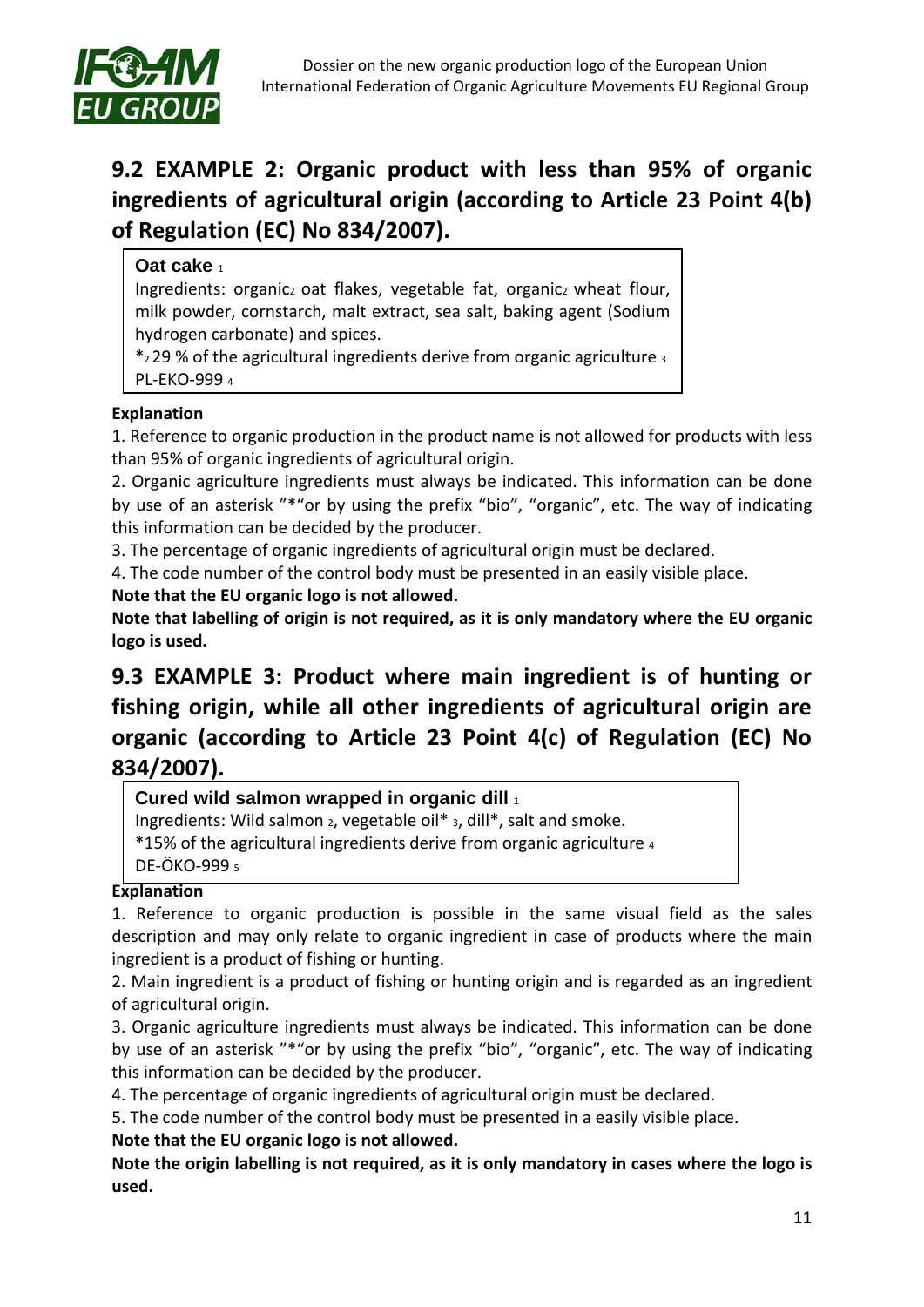## 9.2 EXAMPLE 2: Organic product with less than 95% of organic ingredients of agricultural origin (according to Article 23 Point 4(b) of Regulation (EC) No 834/2007).

> **Oat cake** [1]
> Ingredients: organic[2] oat flakes, vegetable fat, organic[2] wheat flour, milk powder, cornstarch, malt extract, sea salt, baking agent (Sodium hydrogen carbonate) and spices.
> *[2] 29 % of the agricultural ingredients derive from organic agriculture [3]
> PL-EKO-999 [4]

**Explanation**

1. Reference to organic production in the product name is not allowed for products with less than 95% of organic ingredients of agricultural origin.
2. Organic agriculture ingredients must always be indicated. This information can be done by use of an asterisk "*"or by using the prefix "bio", "organic", etc. The way of indicating this information can be decided by the producer.
3. The percentage of organic ingredients of agricultural origin must be declared.
4. The code number of the control body must be presented in an easily visible place.

**Note that the EU organic logo is not allowed.**

**Note that labelling of origin is not required, as it is only mandatory where the EU organic logo is used.**

## 9.3 EXAMPLE 3: Product where main ingredient is of hunting or fishing origin, while all other ingredients of agricultural origin are organic (according to Article 23 Point 4(c) of Regulation (EC) No 834/2007).

> **Cured wild salmon wrapped in organic dill** [1]
> Ingredients: Wild salmon [2], vegetable oil* [3], dill*, salt and smoke.
> *15% of the agricultural ingredients derive from organic agriculture [4]
> DE-ÖKO-999 [5]

**Explanation**

1. Reference to organic production is possible in the same visual field as the sales description and may only relate to organic ingredient in case of products where the main ingredient is a product of fishing or hunting.
2. Main ingredient is a product of fishing or hunting origin and is regarded as an ingredient of agricultural origin.
3. Organic agriculture ingredients must always be indicated. This information can be done by use of an asterisk "*"or by using the prefix "bio", "organic", etc. The way of indicating this information can be decided by the producer.
4. The percentage of organic ingredients of agricultural origin must be declared.
5. The code number of the control body must be presented in a easily visible place.

**Note that the EU organic logo is not allowed.**

**Note the origin labelling is not required, as it is only mandatory in cases where the logo is used.**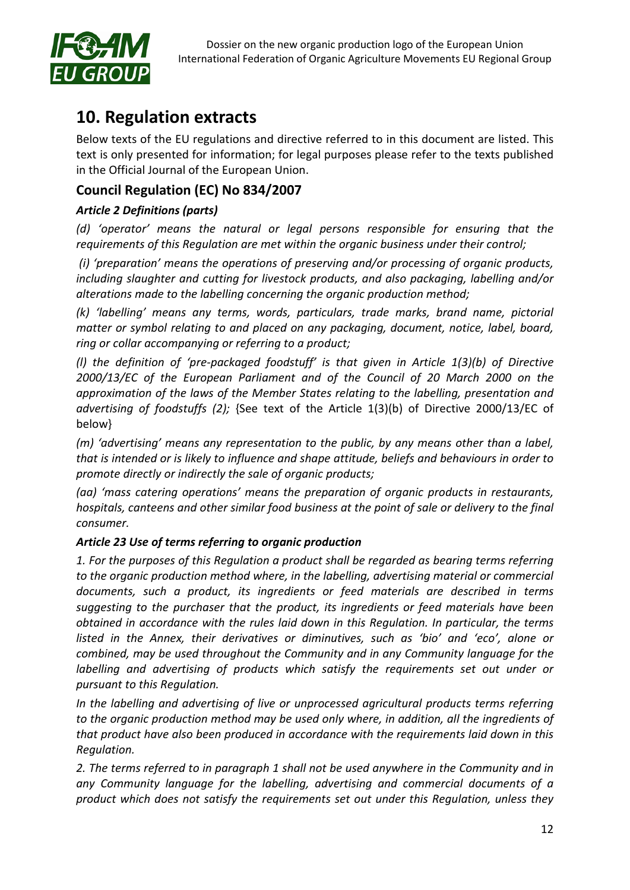# 10. Regulation extracts

Below texts of the EU regulations and directive referred to in this document are listed. This text is only presented for information; for legal purposes please refer to the texts published in the Official Journal of the European Union.

## Council Regulation (EC) No 834/2007

### *Article 2 Definitions (parts)*

*(d) 'operator' means the natural or legal persons responsible for ensuring that the requirements of this Regulation are met within the organic business under their control;*

*(i) 'preparation' means the operations of preserving and/or processing of organic products, including slaughter and cutting for livestock products, and also packaging, labelling and/or alterations made to the labelling concerning the organic production method;*

*(k) 'labelling' means any terms, words, particulars, trade marks, brand name, pictorial matter or symbol relating to and placed on any packaging, document, notice, label, board, ring or collar accompanying or referring to a product;*

*(l) the definition of 'pre-packaged foodstuff' is that given in Article 1(3)(b) of Directive 2000/13/EC of the European Parliament and of the Council of 20 March 2000 on the approximation of the laws of the Member States relating to the labelling, presentation and advertising of foodstuffs (2);* {See text of the Article 1(3)(b) of Directive 2000/13/EC of below}

*(m) 'advertising' means any representation to the public, by any means other than a label, that is intended or is likely to influence and shape attitude, beliefs and behaviours in order to promote directly or indirectly the sale of organic products;*

*(aa) 'mass catering operations' means the preparation of organic products in restaurants, hospitals, canteens and other similar food business at the point of sale or delivery to the final consumer.*

### *Article 23 Use of terms referring to organic production*

*1. For the purposes of this Regulation a product shall be regarded as bearing terms referring to the organic production method where, in the labelling, advertising material or commercial documents, such a product, its ingredients or feed materials are described in terms suggesting to the purchaser that the product, its ingredients or feed materials have been obtained in accordance with the rules laid down in this Regulation. In particular, the terms listed in the Annex, their derivatives or diminutives, such as 'bio' and 'eco', alone or combined, may be used throughout the Community and in any Community language for the labelling and advertising of products which satisfy the requirements set out under or pursuant to this Regulation.*

*In the labelling and advertising of live or unprocessed agricultural products terms referring to the organic production method may be used only where, in addition, all the ingredients of that product have also been produced in accordance with the requirements laid down in this Regulation.*

*2. The terms referred to in paragraph 1 shall not be used anywhere in the Community and in any Community language for the labelling, advertising and commercial documents of a product which does not satisfy the requirements set out under this Regulation, unless they*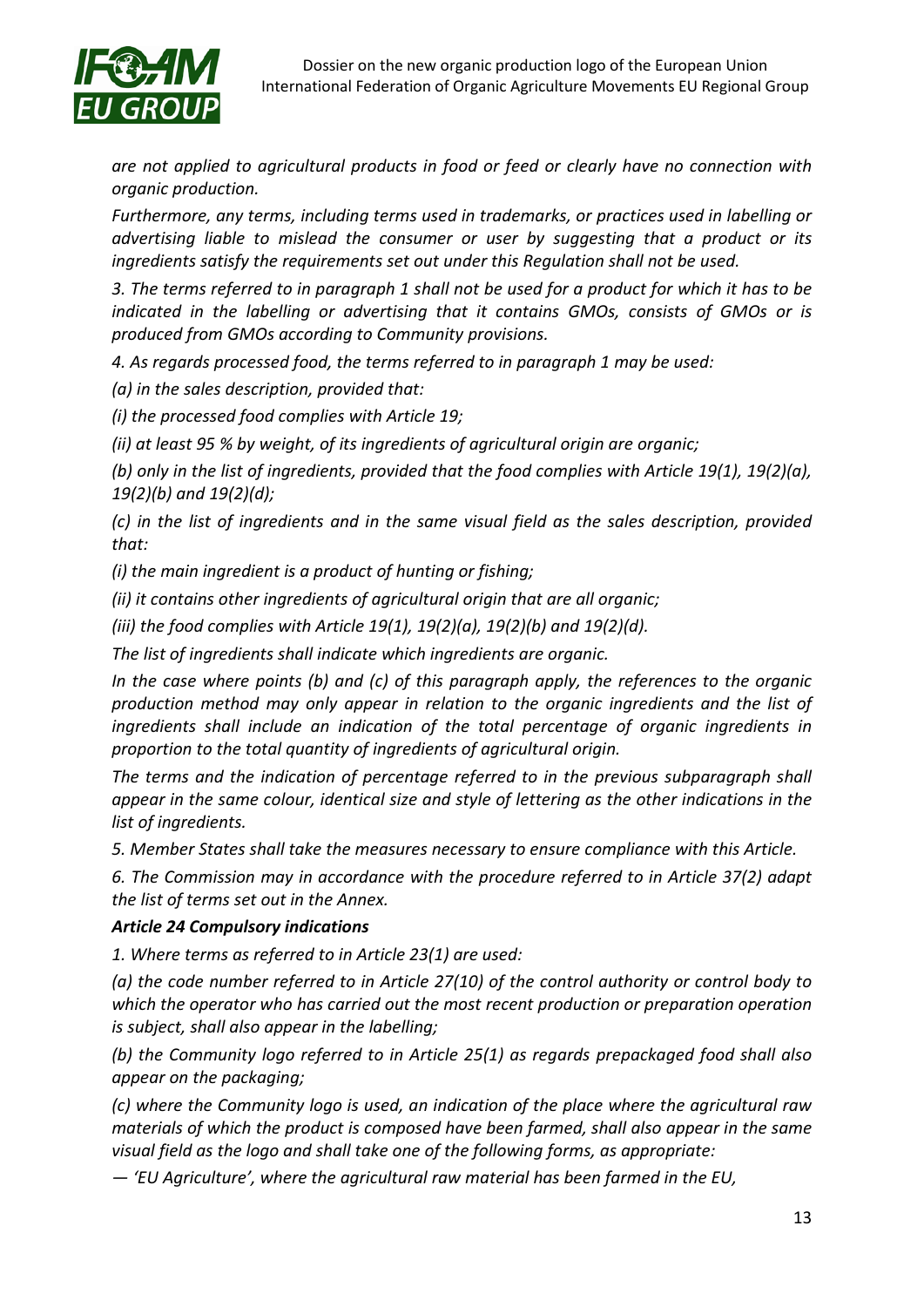*are not applied to agricultural products in food or feed or clearly have no connection with organic production.*

*Furthermore, any terms, including terms used in trademarks, or practices used in labelling or advertising liable to mislead the consumer or user by suggesting that a product or its ingredients satisfy the requirements set out under this Regulation shall not be used.*

*3. The terms referred to in paragraph 1 shall not be used for a product for which it has to be indicated in the labelling or advertising that it contains GMOs, consists of GMOs or is produced from GMOs according to Community provisions.*

*4. As regards processed food, the terms referred to in paragraph 1 may be used:*

*(a) in the sales description, provided that:*

*(i) the processed food complies with Article 19;*

*(ii) at least 95 % by weight, of its ingredients of agricultural origin are organic;*

*(b) only in the list of ingredients, provided that the food complies with Article 19(1), 19(2)(a), 19(2)(b) and 19(2)(d);*

*(c) in the list of ingredients and in the same visual field as the sales description, provided that:*

*(i) the main ingredient is a product of hunting or fishing;*

*(ii) it contains other ingredients of agricultural origin that are all organic;*

*(iii) the food complies with Article 19(1), 19(2)(a), 19(2)(b) and 19(2)(d).*

*The list of ingredients shall indicate which ingredients are organic.*

*In the case where points (b) and (c) of this paragraph apply, the references to the organic production method may only appear in relation to the organic ingredients and the list of ingredients shall include an indication of the total percentage of organic ingredients in proportion to the total quantity of ingredients of agricultural origin.*

*The terms and the indication of percentage referred to in the previous subparagraph shall appear in the same colour, identical size and style of lettering as the other indications in the list of ingredients.*

*5. Member States shall take the measures necessary to ensure compliance with this Article.*

*6. The Commission may in accordance with the procedure referred to in Article 37(2) adapt the list of terms set out in the Annex.*

***Article 24 Compulsory indications***

*1. Where terms as referred to in Article 23(1) are used:*

*(a) the code number referred to in Article 27(10) of the control authority or control body to which the operator who has carried out the most recent production or preparation operation is subject, shall also appear in the labelling;*

*(b) the Community logo referred to in Article 25(1) as regards prepackaged food shall also appear on the packaging;*

*(c) where the Community logo is used, an indication of the place where the agricultural raw materials of which the product is composed have been farmed, shall also appear in the same visual field as the logo and shall take one of the following forms, as appropriate:*

*— 'EU Agriculture', where the agricultural raw material has been farmed in the EU,*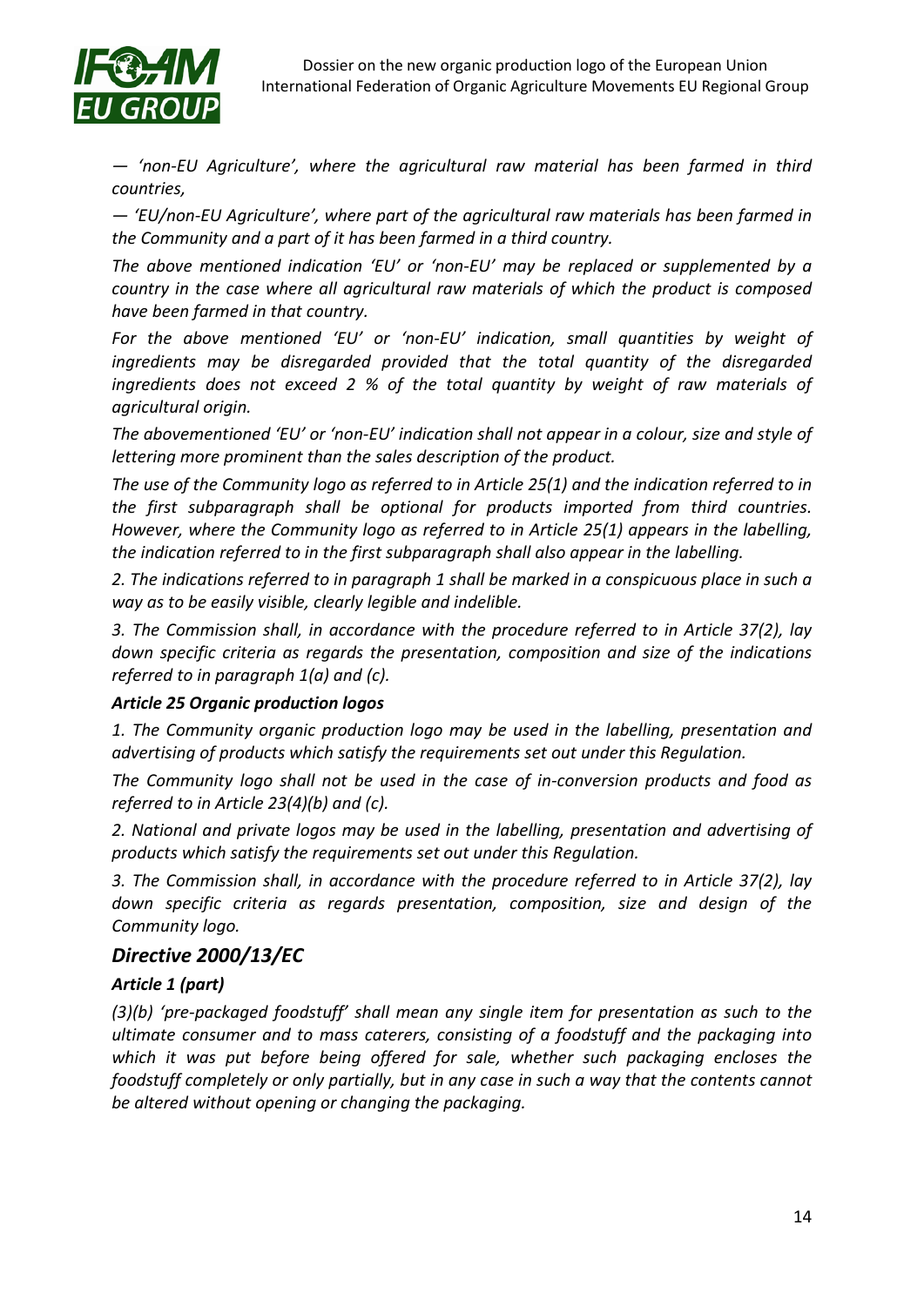*— 'non-EU Agriculture', where the agricultural raw material has been farmed in third countries,*

*— 'EU/non-EU Agriculture', where part of the agricultural raw materials has been farmed in the Community and a part of it has been farmed in a third country.*

*The above mentioned indication 'EU' or 'non-EU' may be replaced or supplemented by a country in the case where all agricultural raw materials of which the product is composed have been farmed in that country.*

*For the above mentioned 'EU' or 'non-EU' indication, small quantities by weight of ingredients may be disregarded provided that the total quantity of the disregarded ingredients does not exceed 2 % of the total quantity by weight of raw materials of agricultural origin.*

*The abovementioned 'EU' or 'non-EU' indication shall not appear in a colour, size and style of lettering more prominent than the sales description of the product.*

*The use of the Community logo as referred to in Article 25(1) and the indication referred to in the first subparagraph shall be optional for products imported from third countries. However, where the Community logo as referred to in Article 25(1) appears in the labelling, the indication referred to in the first subparagraph shall also appear in the labelling.*

*2. The indications referred to in paragraph 1 shall be marked in a conspicuous place in such a way as to be easily visible, clearly legible and indelible.*

*3. The Commission shall, in accordance with the procedure referred to in Article 37(2), lay down specific criteria as regards the presentation, composition and size of the indications referred to in paragraph 1(a) and (c).*

***Article 25 Organic production logos***

*1. The Community organic production logo may be used in the labelling, presentation and advertising of products which satisfy the requirements set out under this Regulation.*

*The Community logo shall not be used in the case of in-conversion products and food as referred to in Article 23(4)(b) and (c).*

*2. National and private logos may be used in the labelling, presentation and advertising of products which satisfy the requirements set out under this Regulation.*

*3. The Commission shall, in accordance with the procedure referred to in Article 37(2), lay down specific criteria as regards presentation, composition, size and design of the Community logo.*

## *Directive 2000/13/EC*

***Article 1 (part)***

*(3)(b) 'pre-packaged foodstuff' shall mean any single item for presentation as such to the ultimate consumer and to mass caterers, consisting of a foodstuff and the packaging into which it was put before being offered for sale, whether such packaging encloses the foodstuff completely or only partially, but in any case in such a way that the contents cannot be altered without opening or changing the packaging.*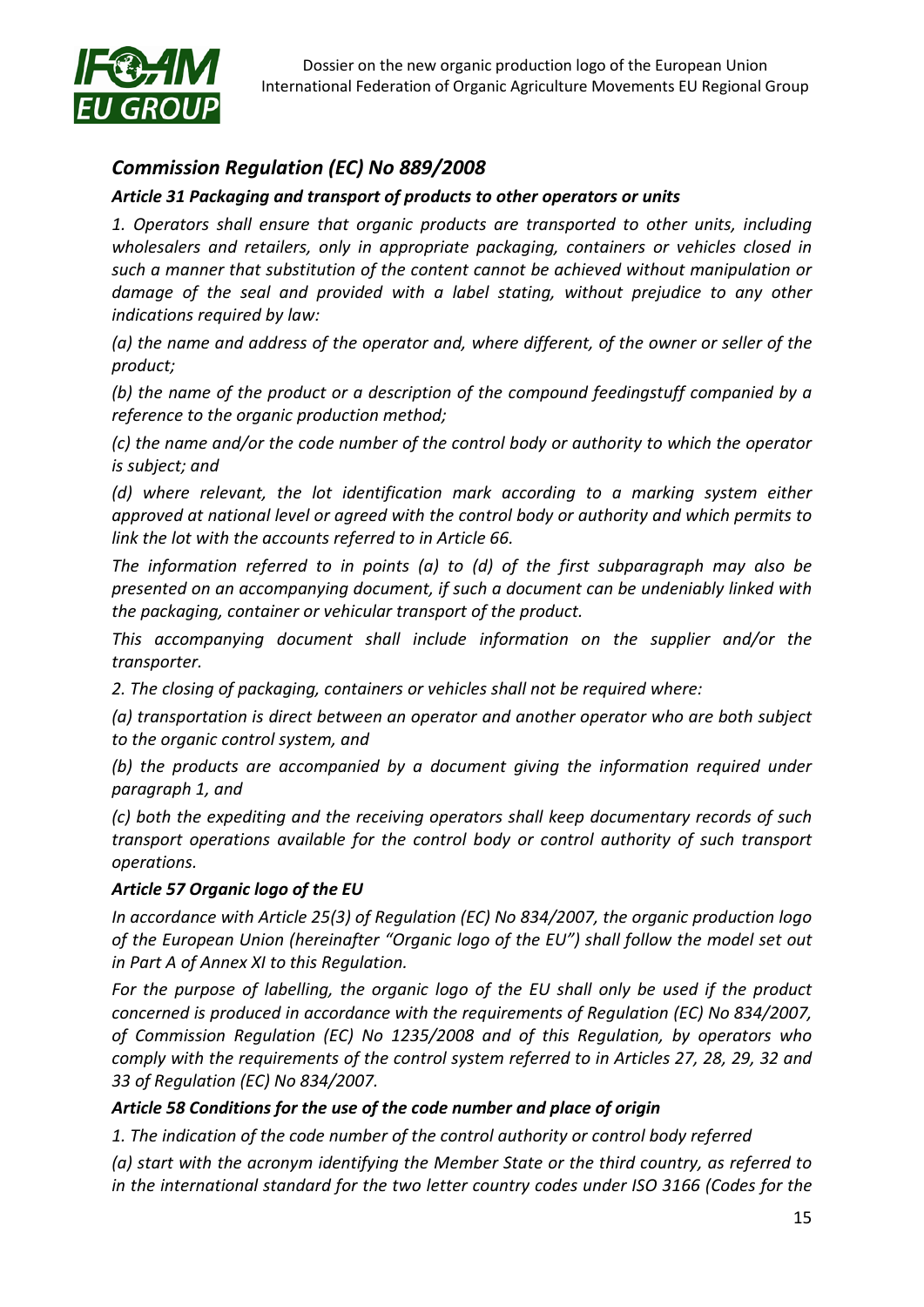## *Commission Regulation (EC) No 889/2008*

***Article 31 Packaging and transport of products to other operators or units***

*1. Operators shall ensure that organic products are transported to other units, including wholesalers and retailers, only in appropriate packaging, containers or vehicles closed in such a manner that substitution of the content cannot be achieved without manipulation or damage of the seal and provided with a label stating, without prejudice to any other indications required by law:*

*(a) the name and address of the operator and, where different, of the owner or seller of the product;*

*(b) the name of the product or a description of the compound feedingstuff companied by a reference to the organic production method;*

*(c) the name and/or the code number of the control body or authority to which the operator is subject; and*

*(d) where relevant, the lot identification mark according to a marking system either approved at national level or agreed with the control body or authority and which permits to link the lot with the accounts referred to in Article 66.*

*The information referred to in points (a) to (d) of the first subparagraph may also be presented on an accompanying document, if such a document can be undeniably linked with the packaging, container or vehicular transport of the product.*

*This accompanying document shall include information on the supplier and/or the transporter.*

*2. The closing of packaging, containers or vehicles shall not be required where:*

*(a) transportation is direct between an operator and another operator who are both subject to the organic control system, and*

*(b) the products are accompanied by a document giving the information required under paragraph 1, and*

*(c) both the expediting and the receiving operators shall keep documentary records of such transport operations available for the control body or control authority of such transport operations.*

***Article 57 Organic logo of the EU***

*In accordance with Article 25(3) of Regulation (EC) No 834/2007, the organic production logo of the European Union (hereinafter "Organic logo of the EU") shall follow the model set out in Part A of Annex XI to this Regulation.*

*For the purpose of labelling, the organic logo of the EU shall only be used if the product concerned is produced in accordance with the requirements of Regulation (EC) No 834/2007, of Commission Regulation (EC) No 1235/2008 and of this Regulation, by operators who comply with the requirements of the control system referred to in Articles 27, 28, 29, 32 and 33 of Regulation (EC) No 834/2007.*

***Article 58 Conditions for the use of the code number and place of origin***

*1. The indication of the code number of the control authority or control body referred*

*(a) start with the acronym identifying the Member State or the third country, as referred to in the international standard for the two letter country codes under ISO 3166 (Codes for the*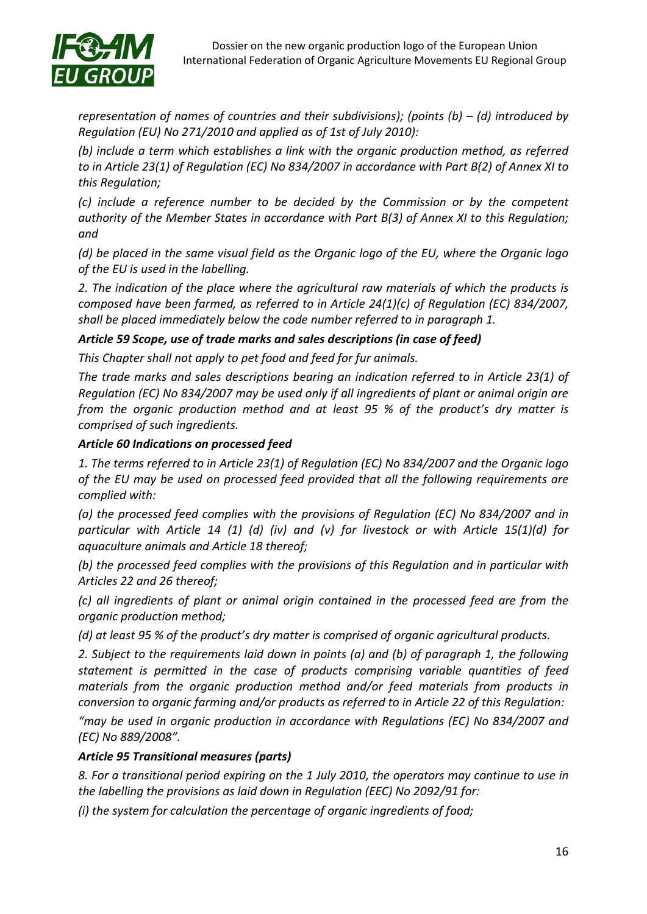*representation of names of countries and their subdivisions); (points (b) – (d) introduced by Regulation (EU) No 271/2010 and applied as of 1st of July 2010):*

*(b) include a term which establishes a link with the organic production method, as referred to in Article 23(1) of Regulation (EC) No 834/2007 in accordance with Part B(2) of Annex XI to this Regulation;*

*(c) include a reference number to be decided by the Commission or by the competent authority of the Member States in accordance with Part B(3) of Annex XI to this Regulation; and*

*(d) be placed in the same visual field as the Organic logo of the EU, where the Organic logo of the EU is used in the labelling.*

*2. The indication of the place where the agricultural raw materials of which the products is composed have been farmed, as referred to in Article 24(1)(c) of Regulation (EC) 834/2007, shall be placed immediately below the code number referred to in paragraph 1.*

***Article 59 Scope, use of trade marks and sales descriptions (in case of feed)***

*This Chapter shall not apply to pet food and feed for fur animals.*

*The trade marks and sales descriptions bearing an indication referred to in Article 23(1) of Regulation (EC) No 834/2007 may be used only if all ingredients of plant or animal origin are from the organic production method and at least 95 % of the product's dry matter is comprised of such ingredients.*

***Article 60 Indications on processed feed***

*1. The terms referred to in Article 23(1) of Regulation (EC) No 834/2007 and the Organic logo of the EU may be used on processed feed provided that all the following requirements are complied with:*

*(a) the processed feed complies with the provisions of Regulation (EC) No 834/2007 and in particular with Article 14 (1) (d) (iv) and (v) for livestock or with Article 15(1)(d) for aquaculture animals and Article 18 thereof;*

*(b) the processed feed complies with the provisions of this Regulation and in particular with Articles 22 and 26 thereof;*

*(c) all ingredients of plant or animal origin contained in the processed feed are from the organic production method;*

*(d) at least 95 % of the product's dry matter is comprised of organic agricultural products.*

*2. Subject to the requirements laid down in points (a) and (b) of paragraph 1, the following statement is permitted in the case of products comprising variable quantities of feed materials from the organic production method and/or feed materials from products in conversion to organic farming and/or products as referred to in Article 22 of this Regulation:*

*"may be used in organic production in accordance with Regulations (EC) No 834/2007 and (EC) No 889/2008".*

***Article 95 Transitional measures (parts)***

*8. For a transitional period expiring on the 1 July 2010, the operators may continue to use in the labelling the provisions as laid down in Regulation (EEC) No 2092/91 for:*

*(i) the system for calculation the percentage of organic ingredients of food;*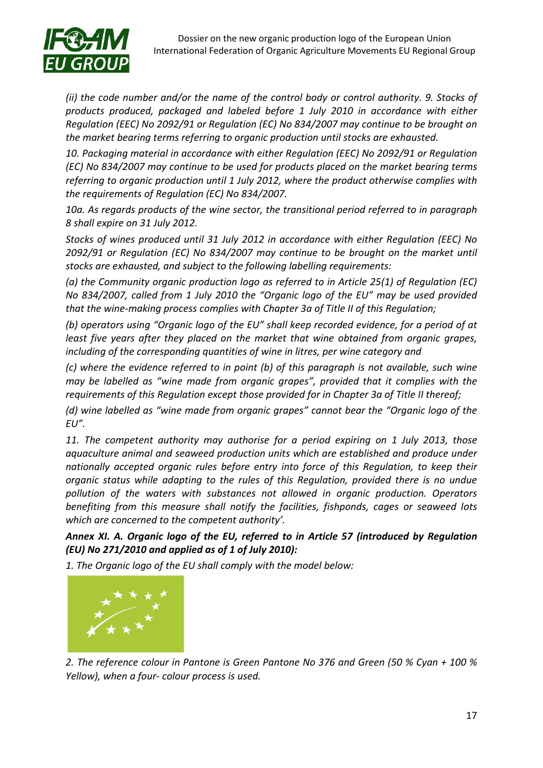*(ii) the code number and/or the name of the control body or control authority. 9. Stocks of products produced, packaged and labeled before 1 July 2010 in accordance with either Regulation (EEC) No 2092/91 or Regulation (EC) No 834/2007 may continue to be brought on the market bearing terms referring to organic production until stocks are exhausted.*

*10. Packaging material in accordance with either Regulation (EEC) No 2092/91 or Regulation (EC) No 834/2007 may continue to be used for products placed on the market bearing terms referring to organic production until 1 July 2012, where the product otherwise complies with the requirements of Regulation (EC) No 834/2007.*

*10a. As regards products of the wine sector, the transitional period referred to in paragraph 8 shall expire on 31 July 2012.*

*Stocks of wines produced until 31 July 2012 in accordance with either Regulation (EEC) No 2092/91 or Regulation (EC) No 834/2007 may continue to be brought on the market until stocks are exhausted, and subject to the following labelling requirements:*

*(a) the Community organic production logo as referred to in Article 25(1) of Regulation (EC) No 834/2007, called from 1 July 2010 the "Organic logo of the EU" may be used provided that the wine-making process complies with Chapter 3a of Title II of this Regulation;*

*(b) operators using "Organic logo of the EU" shall keep recorded evidence, for a period of at least five years after they placed on the market that wine obtained from organic grapes, including of the corresponding quantities of wine in litres, per wine category and*

*(c) where the evidence referred to in point (b) of this paragraph is not available, such wine may be labelled as "wine made from organic grapes", provided that it complies with the requirements of this Regulation except those provided for in Chapter 3a of Title II thereof;*

*(d) wine labelled as "wine made from organic grapes" cannot bear the "Organic logo of the EU".*

*11. The competent authority may authorise for a period expiring on 1 July 2013, those aquaculture animal and seaweed production units which are established and produce under nationally accepted organic rules before entry into force of this Regulation, to keep their organic status while adapting to the rules of this Regulation, provided there is no undue pollution of the waters with substances not allowed in organic production. Operators benefiting from this measure shall notify the facilities, fishponds, cages or seaweed lots which are concerned to the competent authority'.*

***Annex XI. A. Organic logo of the EU, referred to in Article 57 (introduced by Regulation (EU) No 271/2010 and applied as of 1 of July 2010):***

*1. The Organic logo of the EU shall comply with the model below:*

*2. The reference colour in Pantone is Green Pantone No 376 and Green (50 % Cyan + 100 % Yellow), when a four- colour process is used.*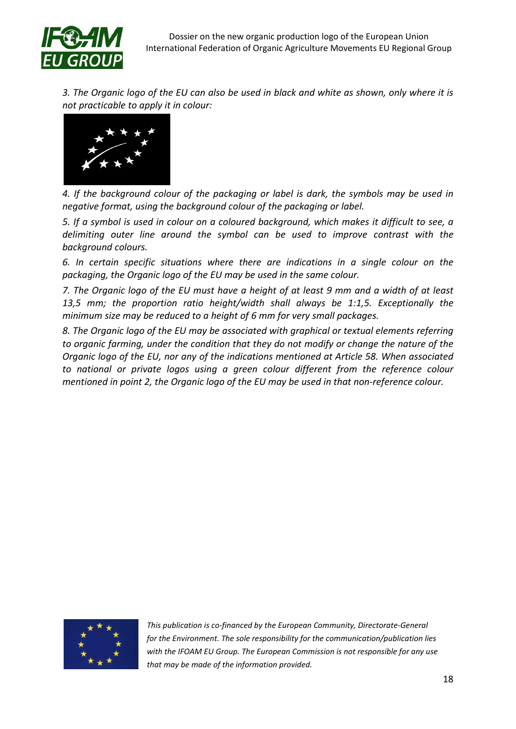*3. The Organic logo of the EU can also be used in black and white as shown, only where it is not practicable to apply it in colour:*

*4. If the background colour of the packaging or label is dark, the symbols may be used in negative format, using the background colour of the packaging or label.*

*5. If a symbol is used in colour on a coloured background, which makes it difficult to see, a delimiting outer line around the symbol can be used to improve contrast with the background colours.*

*6. In certain specific situations where there are indications in a single colour on the packaging, the Organic logo of the EU may be used in the same colour.*

*7. The Organic logo of the EU must have a height of at least 9 mm and a width of at least 13,5 mm; the proportion ratio height/width shall always be 1:1,5. Exceptionally the minimum size may be reduced to a height of 6 mm for very small packages.*

*8. The Organic logo of the EU may be associated with graphical or textual elements referring to organic farming, under the condition that they do not modify or change the nature of the Organic logo of the EU, nor any of the indications mentioned at Article 58. When associated to national or private logos using a green colour different from the reference colour mentioned in point 2, the Organic logo of the EU may be used in that non-reference colour.*

*This publication is co-financed by the European Community, Directorate-General for the Environment. The sole responsibility for the communication/publication lies with the IFOAM EU Group. The European Commission is not responsible for any use that may be made of the information provided.*